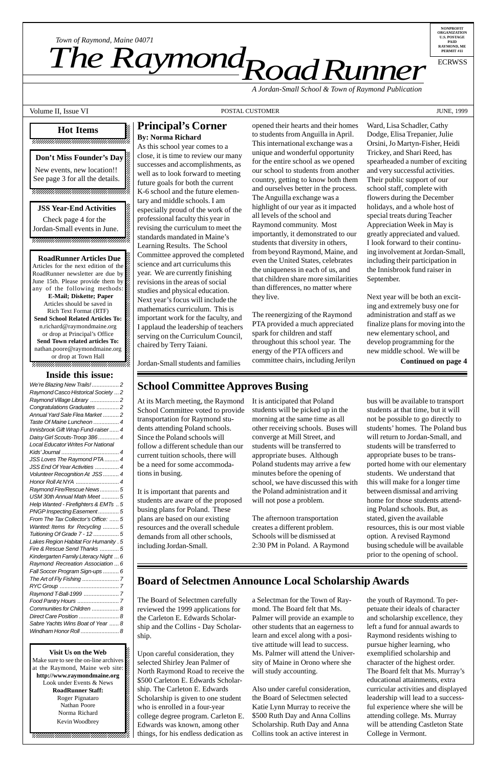*Town of Raymond, Maine 04071*

# The Raymond Road Runner

NONPROFIT ORGANIZATION U.S. POSTAGE PAID RAYMOND, ME PERMIT #11

ECRWSS

*A Jordan-Small School & Town of Raymond Publication*

Volume II, Issue VI — POSTAL CUSTOMER — JUNE, 1999

## Hot Items

**Don't Miss Founder's Day**

New events, new location!! See page 3 for all the details.

**JSS Year-End Activities**

Check page 4 for the Jordan-Small events in June.

**RoadRunner Articles Due**

Articles for the next edition of the RoadRunner newsletter are due by June 15th. Please provide them by any of the following methods:

**E-Mail; Diskette; Paper**

Articles should be saved in Rich Text Format (RTF)

**Send School Related Articles To:**
n.richard@raymondmaine.org
or drop at Principal's Office

**Send Town related articles To:**
nathan.poore@raymondmaine.org
or drop at Town Hall

## Inside this issue:

- *We're Blazing New Trails!* ... 2
- *Raymond Casco Historical Society* ... 2
- *Raymond Village Library* ... 2
- *Congratulations Graduates* ... 2
- *Annual Yard Sale Flea Market* ... 2
- *Taste Of Maine Luncheon* ... 4
- *Innisbrook Gift Wrap Fund-raiser* ... 4
- *Daisy Girl Scouts-Troop 386* ... 4
- *Local Educator Writes For National Kids' Journal* ... 4
- *JSS Loves The Raymond PTA* ... 4
- *JSS End Of Year Activities* ... 4
- *Volunteer Recognition At JSS* ... 4
- *Honor Roll At NYA* ... 4
- *Raymond Fire/Rescue News* ... 5
- *USM 30th Annual Math Meet* ... 5
- *Help Wanted - Firefighters & EMTs* ... 5
- *PNGP Inspecting Easement* ... 5
- *From The Tax Collector's Office:* ... 5
- *Wanted: Items for Recycling* ... 5
- *Tuitioning Of Grade 7 - 12* ... 5
- *Lakes Region Habitat For Humanity* . 5
- *Fire & Rescue Send Thanks* ... 5
- *Kindergarten Family Literacy Night* ... 6
- *Raymond Recreation Association* ... 6
- *Fall Soccer Program Sign-ups* ... 6
- *The Art of Fly Fishing* ... 7
- *RYC Group* ... 7
- *Raymond T-Ball-1999* ... 7
- *Food Pantry Hours* ... 7
- *Communities for Children* ... 8
- *Direct Care Position* ... 8
- *Sabre Yachts Wins Boat of Year* ... 8
- *Windham Honor Roll* ... 8

**Visit Us on the Web**

Make sure to see the on-line archives at the Raymond, Maine web site: **http://www.raymondmaine.org** Look under Events & News

**RoadRunner Staff:**
Roger Pignataro
Nathan Poore
Norma Richard
Kevin Woodbrey

## Principal's Corner

**By: Norma Richard**

As this school year comes to a close, it is time to review our many successes and accomplishments, as well as to look forward to meeting future goals for both the current K-6 school and the future elementary and middle schools. I am especially proud of the work of the professional faculty this year in revising the curriculum to meet the standards mandated in Maine's Learning Results. The School Committee approved the completed science and art curriculums this year. We are currently finishing revisions in the areas of social studies and physical education. Next year's focus will include the mathematics curriculum. This is important work for the faculty, and I applaud the leadership of teachers serving on the Curriculum Council, chaired by Terry Taiani.

Jordan-Small students and families opened their hearts and their homes to students from Anguilla in April. This international exchange was a unique and wonderful opportunity for the entire school as we opened our school to students from another country, getting to know both them and ourselves better in the process. The Anguilla exchange was a highlight of our year as it impacted all levels of the school and Raymond community. Most importantly, it demonstrated to our students that diversity in others, from beyond Raymond, Maine, and even the United States, celebrates the uniqueness in each of us, and that children share more similarities than differences, no matter where they live.

The reenergizing of the Raymond PTA provided a much appreciated spark for children and staff throughout this school year. The energy of the PTA officers and committee chairs, including Jerilyn Ward, Lisa Schadler, Cathy Dodge, Elisa Trepanier, Julie Orsini, Jo Martyn-Fisher, Heidi Trickey, and Shari Reed, has spearheaded a number of exciting and very successful activities. Their public support of our school staff, complete with flowers during the December holidays, and a whole host of special treats during Teacher Appreciation Week in May is greatly appreciated and valued. I look forward to their continuing involvement at Jordan-Small, including their participation in the Innisbrook fund raiser in September.

Next year will be both an exciting and extremely busy one for administration and staff as we finalize plans for moving into the new elementary school, and develop programming for the new middle school. We will be

**Continued on page 4**

## School Committee Approves Busing

At its March meeting, the Raymond School Committee voted to provide transportation for Raymond students attending Poland schools. Since the Poland schools will follow a different schedule than our current tuition schools, there will be a need for some accommodations in busing.

It is important that parents and students are aware of the proposed busing plans for Poland. These plans are based on our existing resources and the overall schedule demands from all other schools, including Jordan-Small.

It is anticipated that Poland students will be picked up in the morning at the same time as all other receiving schools. Buses will converge at Mill Street, and students will be transferred to appropriate buses. Although Poland students may arrive a few minutes before the opening of school, we have discussed this with the Poland administration and it will not pose a problem.

The afternoon transportation creates a different problem. Schools will be dismissed at 2:30 PM in Poland. A Raymond bus will be available to transport students at that time, but it will not be possible to go directly to students' homes. The Poland bus will return to Jordan-Small, and students will be transferred to appropriate buses to be transported home with our elementary students. We understand that this will make for a longer time between dismissal and arriving home for those students attending Poland schools. But, as stated, given the available resources, this is our most viable option. A revised Raymond busing schedule will be available prior to the opening of school.

## Board of Selectmen Announce Local Scholarship Awards

The Board of Selectmen carefully reviewed the 1999 applications for the Carleton E. Edwards Scholarship and the Collins - Day Scholarship.

Upon careful consideration, they selected Shirley Jean Palmer of North Raymond Road to receive the $500 Carleton E. Edwards Scholarship. The Carleton E. Edwards Scholarship is given to one student who is enrolled in a four-year college degree program. Carleton E. Edwards was known, among other things, for his endless dedication as a Selectman for the Town of Raymond. The Board felt that Ms. Palmer will provide an example to other students that an eagerness to learn and excel along with a positive attitude will lead to success. Ms. Palmer will attend the University of Maine in Orono where she will study accounting.

Also under careful consideration, the Board of Selectmen selected Katie Lynn Murray to receive the $500 Ruth Day and Anna Collins Scholarship. Ruth Day and Anna Collins took an active interest in the youth of Raymond. To perpetuate their ideals of character and scholarship excellence, they left a fund for annual awards to Raymond residents wishing to pursue higher learning, who exemplified scholarship and character of the highest order. The Board felt that Ms. Murray's educational attainments, extra curricular activities and displayed leadership will lead to a successful experience where she will be attending college. Ms. Murray will be attending Castleton State College in Vermont.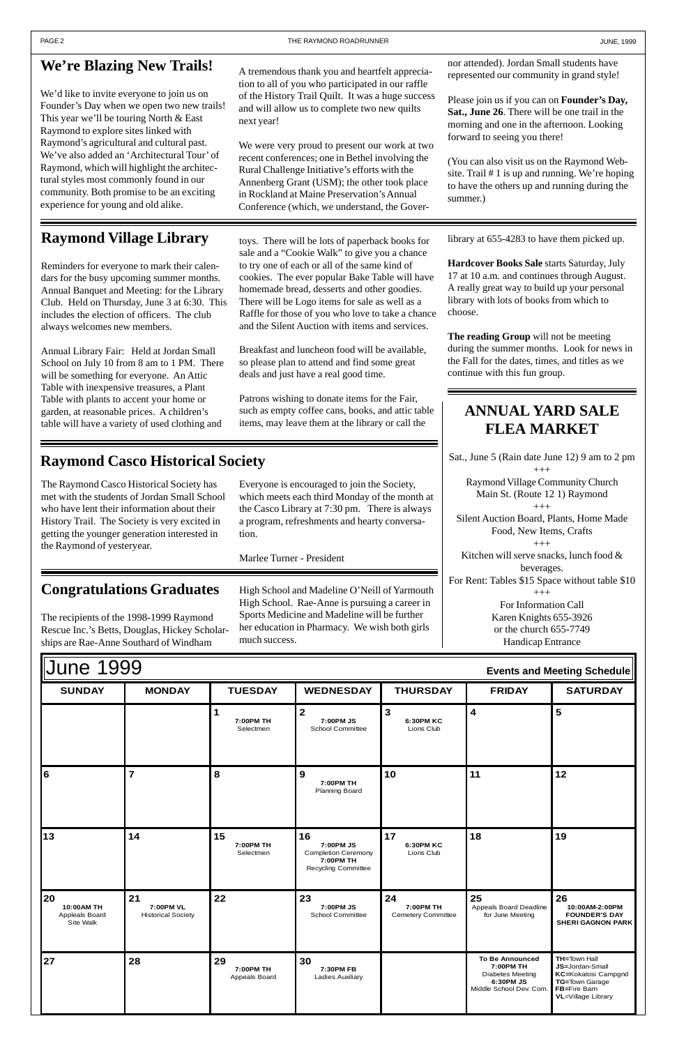## We're Blazing New Trails!

We'd like to invite everyone to join us on Founder's Day when we open two new trails! This year we'll be touring North & East Raymond to explore sites linked with Raymond's agricultural and cultural past. We've also added an 'Architectural Tour' of Raymond, which will highlight the architectural styles most commonly found in our community. Both promise to be an exciting experience for young and old alike.

A tremendous thank you and heartfelt appreciation to all of you who participated in our raffle of the History Trail Quilt. It was a huge success and will allow us to complete two new quilts next year!

We were very proud to present our work at two recent conferences; one in Bethel involving the Rural Challenge Initiative's efforts with the Annenberg Grant (USM); the other took place in Rockland at Maine Preservation's Annual Conference (which, we understand, the Governor attended). Jordan Small students have represented our community in grand style!

Please join us if you can on **Founder's Day, Sat., June 26**. There will be one trail in the morning and one in the afternoon. Looking forward to seeing you there!

(You can also visit us on the Raymond Website. Trail # 1 is up and running. We're hoping to have the others up and running during the summer.)

## Raymond Village Library

Reminders for everyone to mark their calendars for the busy upcoming summer months. Annual Banquet and Meeting: for the Library Club. Held on Thursday, June 3 at 6:30. This includes the election of officers. The club always welcomes new members.

Annual Library Fair: Held at Jordan Small School on July 10 from 8 am to 1 PM. There will be something for everyone. An Attic Table with inexpensive treasures, a Plant Table with plants to accent your home or garden, at reasonable prices. A children's table will have a variety of used clothing and toys. There will be lots of paperback books for sale and a "Cookie Walk" to give you a chance to try one of each or all of the same kind of cookies. The ever popular Bake Table will have homemade bread, desserts and other goodies. There will be Logo items for sale as well as a Raffle for those of you who love to take a chance and the Silent Auction with items and services.

Breakfast and luncheon food will be available, so please plan to attend and find some great deals and just have a real good time.

Patrons wishing to donate items for the Fair, such as empty coffee cans, books, and attic table items, may leave them at the library or call the library at 655-4283 to have them picked up.

**Hardcover Books Sale** starts Saturday, July 17 at 10 a.m. and continues through August. A really great way to build up your personal library with lots of books from which to choose.

**The reading Group** will not be meeting during the summer months. Look for news in the Fall for the dates, times, and titles as we continue with this fun group.

## ANNUAL YARD SALE FLEA MARKET

Sat., June 5 (Rain date June 12) 9 am to 2 pm

+++

Raymond Village Community Church
Main St. (Route 12 1) Raymond

+++

Silent Auction Board, Plants, Home Made Food, New Items, Crafts

+++

Kitchen will serve snacks, lunch food & beverages.
For Rent: Tables $15 Space without table $10

+++

For Information Call
Karen Knights 655-3926
or the church 655-7749
Handicap Entrance

## Raymond Casco Historical Society

The Raymond Casco Historical Society has met with the students of Jordan Small School who have lent their information about their History Trail. The Society is very excited in getting the younger generation interested in the Raymond of yesteryear.

Everyone is encouraged to join the Society, which meets each third Monday of the month at the Casco Library at 7:30 pm. There is always a program, refreshments and hearty conversation.

Marlee Turner - President

## Congratulations Graduates

The recipients of the 1998-1999 Raymond Rescue Inc.'s Betts, Douglas, Hickey Scholarships are Rae-Anne Southard of Windham High School and Madeline O'Neill of Yarmouth High School. Rae-Anne is pursuing a career in Sports Medicine and Madeline will be further her education in Pharmacy. We wish both girls much success.

## June 1999 — Events and Meeting Schedule

| SUNDAY | MONDAY | TUESDAY | WEDNESDAY | THURSDAY | FRIDAY | SATURDAY |
|---|---|---|---|---|---|---|
| | | **1** 7:00PM TH Selectmen | **2** 7:00PM JS School Committee | **3** 6:30PM KC Lions Club | **4** | **5** |
| **6** | **7** | **8** | **9** 7:00PM TH Planning Board | **10** | **11** | **12** |
| **13** | **14** | **15** 7:00PM TH Selectmen | **16** 7:00PM JS Completion Ceremony 7:00PM TH Recycling Committee | **17** 6:30PM KC Lions Club | **18** | **19** |
| **20** 10:00AM TH Appleals Board Site Walk | **21** 7:00PM VL Historical Society | **22** | **23** 7:00PM JS School Committee | **24** 7:00PM TH Cemetery Committee | **25** Appeals Board Deadline for June Meeting | **26** 10:00AM-2:00PM FOUNDER'S DAY SHERI GAGNON PARK |
| **27** | **28** | **29** 7:00PM TH Appeals Board | **30** 7:30PM FB Ladies Auxiliary | | **To Be Announced** 7:00PM TH Diabetes Meeting 6:30PM JS Middle School Dev. Com. | **TH**=Town Hall **JS**=Jordan-Small **KC**=Kokatosi Campgnd **TG**=Town Garage **FB**=Fire Barn **VL**=Village Library |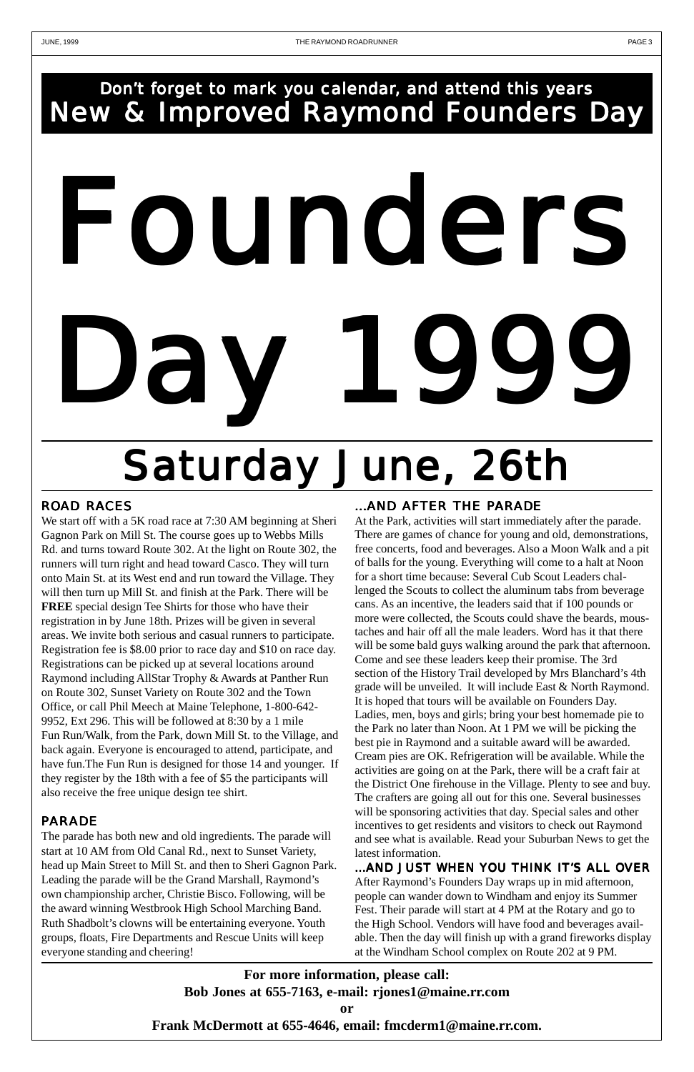Don’t forget to mark you calendar, and attend this years

**New & Improved Raymond Founders Day**

# Founders Day 1999

## Saturday June, 26th

### ROAD RACES

We start off with a 5K road race at 7:30 AM beginning at Sheri Gagnon Park on Mill St. The course goes up to Webbs Mills Rd. and turns toward Route 302. At the light on Route 302, the runners will turn right and head toward Casco. They will turn onto Main St. at its West end and run toward the Village. They will then turn up Mill St. and finish at the Park. There will be **FREE** special design Tee Shirts for those who have their registration in by June 18th. Prizes will be given in several areas. We invite both serious and casual runners to participate. Registration fee is $8.00 prior to race day and $10 on race day. Registrations can be picked up at several locations around Raymond including AllStar Trophy & Awards at Panther Run on Route 302, Sunset Variety on Route 302 and the Town Office, or call Phil Meech at Maine Telephone, 1-800-642-9952, Ext 296. This will be followed at 8:30 by a 1 mile Fun Run/Walk, from the Park, down Mill St. to the Village, and back again. Everyone is encouraged to attend, participate, and have fun.The Fun Run is designed for those 14 and younger. If they register by the 18th with a fee of $5 the participants will also receive the free unique design tee shirt.

### PARADE

The parade has both new and old ingredients. The parade will start at 10 AM from Old Canal Rd., next to Sunset Variety, head up Main Street to Mill St. and then to Sheri Gagnon Park. Leading the parade will be the Grand Marshall, Raymond’s own championship archer, Christie Bisco. Following, will be the award winning Westbrook High School Marching Band. Ruth Shadbolt’s clowns will be entertaining everyone. Youth groups, floats, Fire Departments and Rescue Units will keep everyone standing and cheering!

### ...AND AFTER THE PARADE

At the Park, activities will start immediately after the parade. There are games of chance for young and old, demonstrations, free concerts, food and beverages. Also a Moon Walk and a pit of balls for the young. Everything will come to a halt at Noon for a short time because: Several Cub Scout Leaders challenged the Scouts to collect the aluminum tabs from beverage cans. As an incentive, the leaders said that if 100 pounds or more were collected, the Scouts could shave the beards, moustaches and hair off all the male leaders. Word has it that there will be some bald guys walking around the park that afternoon. Come and see these leaders keep their promise. The 3rd section of the History Trail developed by Mrs Blanchard’s 4th grade will be unveiled. It will include East & North Raymond. It is hoped that tours will be available on Founders Day. Ladies, men, boys and girls; bring your best homemade pie to the Park no later than Noon. At 1 PM we will be picking the best pie in Raymond and a suitable award will be awarded. Cream pies are OK. Refrigeration will be available. While the activities are going on at the Park, there will be a craft fair at the District One firehouse in the Village. Plenty to see and buy. The crafters are going all out for this one. Several businesses will be sponsoring activities that day. Special sales and other incentives to get residents and visitors to check out Raymond and see what is available. Read your Suburban News to get the latest information.

### ...AND JUST WHEN YOU THINK IT’S ALL OVER

After Raymond’s Founders Day wraps up in mid afternoon, people can wander down to Windham and enjoy its Summer Fest. Their parade will start at 4 PM at the Rotary and go to the High School. Vendors will have food and beverages available. Then the day will finish up with a grand fireworks display at the Windham School complex on Route 202 at 9 PM.

**For more information, please call:**
**Bob Jones at 655-7163, e-mail: rjones1@maine.rr.com**
**or**
**Frank McDermott at 655-4646, email: fmcderm1@maine.rr.com.**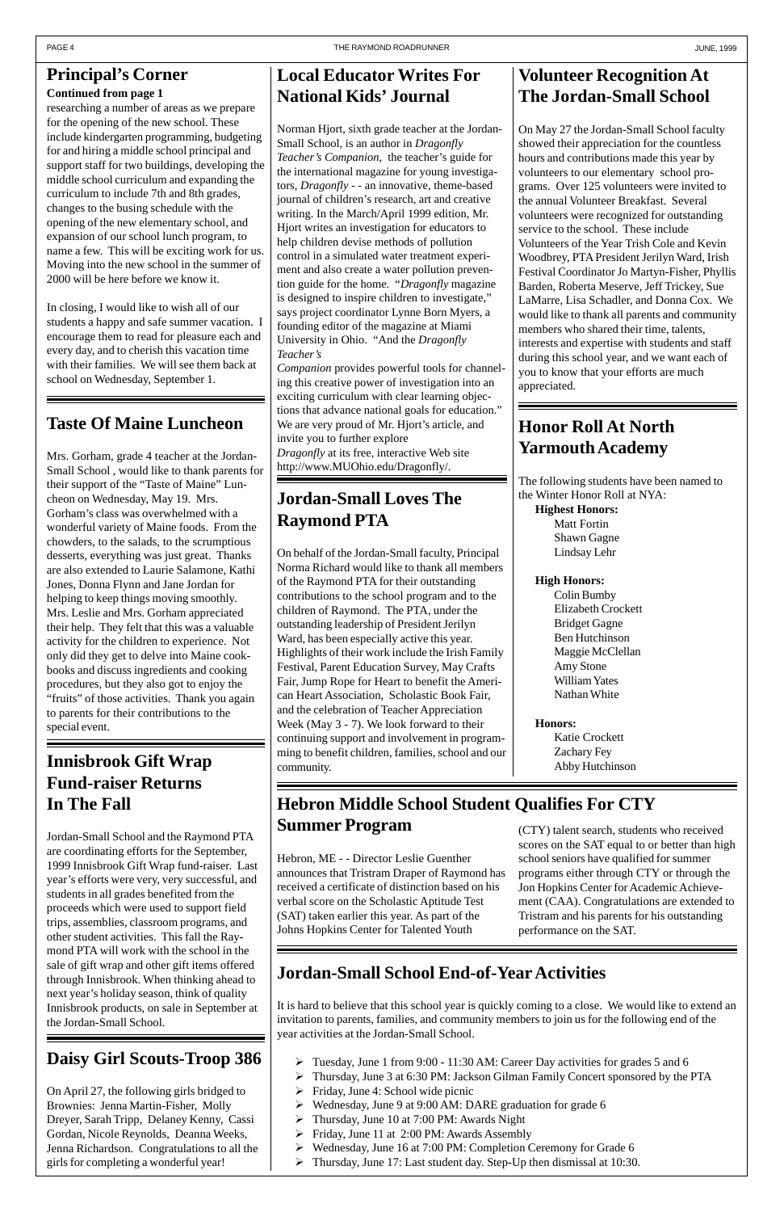## Principal's Corner

**Continued from page 1**

researching a number of areas as we prepare for the opening of the new school. These include kindergarten programming, budgeting for and hiring a middle school principal and support staff for two buildings, developing the middle school curriculum and expanding the curriculum to include 7th and 8th grades, changes to the busing schedule with the opening of the new elementary school, and expansion of our school lunch program, to name a few. This will be exciting work for us. Moving into the new school in the summer of 2000 will be here before we know it.

In closing, I would like to wish all of our students a happy and safe summer vacation. I encourage them to read for pleasure each and every day, and to cherish this vacation time with their families. We will see them back at school on Wednesday, September 1.

## Taste Of Maine Luncheon

Mrs. Gorham, grade 4 teacher at the Jordan-Small School , would like to thank parents for their support of the "Taste of Maine" Luncheon on Wednesday, May 19. Mrs. Gorham's class was overwhelmed with a wonderful variety of Maine foods. From the chowders, to the salads, to the scrumptious desserts, everything was just great. Thanks are also extended to Laurie Salamone, Kathi Jones, Donna Flynn and Jane Jordan for helping to keep things moving smoothly. Mrs. Leslie and Mrs. Gorham appreciated their help. They felt that this was a valuable activity for the children to experience. Not only did they get to delve into Maine cookbooks and discuss ingredients and cooking procedures, but they also got to enjoy the "fruits" of those activities. Thank you again to parents for their contributions to the special event.

## Innisbrook Gift Wrap Fund-raiser Returns In The Fall

Jordan-Small School and the Raymond PTA are coordinating efforts for the September, 1999 Innisbrook Gift Wrap fund-raiser. Last year's efforts were very, very successful, and students in all grades benefited from the proceeds which were used to support field trips, assemblies, classroom programs, and other student activities. This fall the Raymond PTA will work with the school in the sale of gift wrap and other gift items offered through Innisbrook. When thinking ahead to next year's holiday season, think of quality Innisbrook products, on sale in September at the Jordan-Small School.

## Daisy Girl Scouts-Troop 386

On April 27, the following girls bridged to Brownies: Jenna Martin-Fisher, Molly Dreyer, Sarah Tripp, Delaney Kenny, Cassi Gordan, Nicole Reynolds, Deanna Weeks, Jenna Richardson. Congratulations to all the girls for completing a wonderful year!

## Local Educator Writes For National Kids' Journal

Norman Hjort, sixth grade teacher at the Jordan-Small School, is an author in *Dragonfly Teacher's Companion*, the teacher's guide for the international magazine for young investigators, *Dragonfly* - - an innovative, theme-based journal of children's research, art and creative writing. In the March/April 1999 edition, Mr. Hjort writes an investigation for educators to help children devise methods of pollution control in a simulated water treatment experiment and also create a water pollution prevention guide for the home. "*Dragonfly* magazine is designed to inspire children to investigate," says project coordinator Lynne Born Myers, a founding editor of the magazine at Miami University in Ohio. "And the *Dragonfly Teacher's Companion* provides powerful tools for channeling this creative power of investigation into an exciting curriculum with clear learning objections that advance national goals for education." We are very proud of Mr. Hjort's article, and invite you to further explore *Dragonfly* at its free, interactive Web site http://www.MUOhio.edu/Dragonfly/.

## Jordan-Small Loves The Raymond PTA

On behalf of the Jordan-Small faculty, Principal Norma Richard would like to thank all members of the Raymond PTA for their outstanding contributions to the school program and to the children of Raymond. The PTA, under the outstanding leadership of President Jerilyn Ward, has been especially active this year. Highlights of their work include the Irish Family Festival, Parent Education Survey, May Crafts Fair, Jump Rope for Heart to benefit the American Heart Association, Scholastic Book Fair, and the celebration of Teacher Appreciation Week (May 3 - 7). We look forward to their continuing support and involvement in programming to benefit children, families, school and our community.

## Volunteer Recognition At The Jordan-Small School

On May 27 the Jordan-Small School faculty showed their appreciation for the countless hours and contributions made this year by volunteers to our elementary school programs. Over 125 volunteers were invited to the annual Volunteer Breakfast. Several volunteers were recognized for outstanding service to the school. These include Volunteers of the Year Trish Cole and Kevin Woodbrey, PTA President Jerilyn Ward, Irish Festival Coordinator Jo Martyn-Fisher, Phyllis Barden, Roberta Meserve, Jeff Trickey, Sue LaMarre, Lisa Schadler, and Donna Cox. We would like to thank all parents and community members who shared their time, talents, interests and expertise with students and staff during this school year, and we want each of you to know that your efforts are much appreciated.

## Honor Roll At North Yarmouth Academy

The following students have been named to the Winter Honor Roll at NYA:

**Highest Honors:**
Matt Fortin
Shawn Gagne
Lindsay Lehr

**High Honors:**
Colin Bumby
Elizabeth Crockett
Bridget Gagne
Ben Hutchinson
Maggie McClellan
Amy Stone
William Yates
Nathan White

**Honors:**
Katie Crockett
Zachary Fey
Abby Hutchinson

## Hebron Middle School Student Qualifies For CTY Summer Program

Hebron, ME - - Director Leslie Guenther announces that Tristram Draper of Raymond has received a certificate of distinction based on his verbal score on the Scholastic Aptitude Test (SAT) taken earlier this year. As part of the Johns Hopkins Center for Talented Youth (CTY) talent search, students who received scores on the SAT equal to or better than high school seniors have qualified for summer programs either through CTY or through the Jon Hopkins Center for Academic Achievement (CAA). Congratulations are extended to Tristram and his parents for his outstanding performance on the SAT.

## Jordan-Small School End-of-Year Activities

It is hard to believe that this school year is quickly coming to a close. We would like to extend an invitation to parents, families, and community members to join us for the following end of the year activities at the Jordan-Small School.

- Tuesday, June 1 from 9:00 - 11:30 AM: Career Day activities for grades 5 and 6
- Thursday, June 3 at 6:30 PM: Jackson Gilman Family Concert sponsored by the PTA
- Friday, June 4: School wide picnic
- Wednesday, June 9 at 9:00 AM: DARE graduation for grade 6
- Thursday, June 10 at 7:00 PM: Awards Night
- Friday, June 11 at 2:00 PM: Awards Assembly
- Wednesday, June 16 at 7:00 PM: Completion Ceremony for Grade 6
- Thursday, June 17: Last student day. Step-Up then dismissal at 10:30.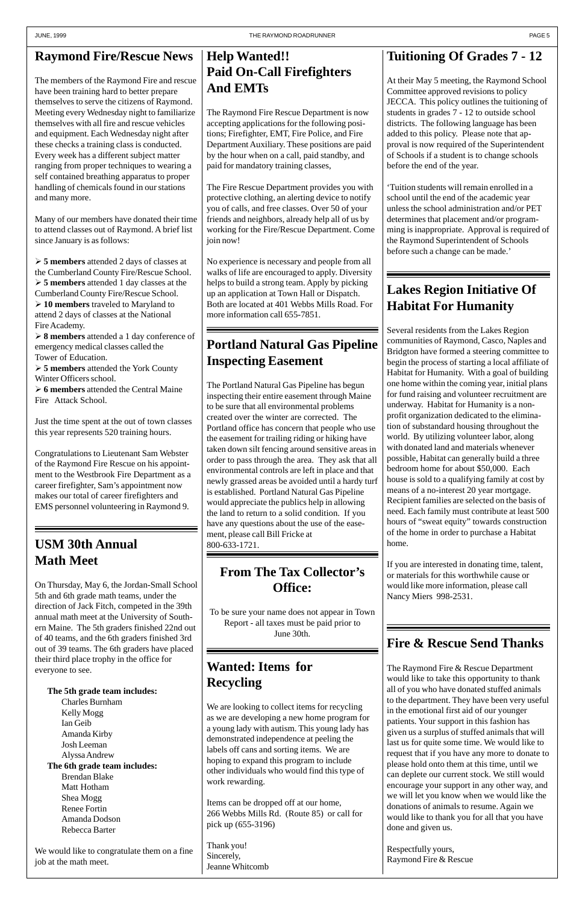## Raymond Fire/Rescue News

The members of the Raymond Fire and rescue have been training hard to better prepare themselves to serve the citizens of Raymond. Meeting every Wednesday night to familiarize themselves with all fire and rescue vehicles and equipment. Each Wednesday night after these checks a training class is conducted. Every week has a different subject matter ranging from proper techniques to wearing a self contained breathing apparatus to proper handling of chemicals found in our stations and many more.

Many of our members have donated their time to attend classes out of Raymond. A brief list since January is as follows:

- **5 members** attended 2 days of classes at the Cumberland County Fire/Rescue School.
- **5 members** attended 1 day classes at the Cumberland County Fire/Rescue School.
- **10 members** traveled to Maryland to attend 2 days of classes at the National Fire Academy.
- **8 members** attended a 1 day conference of emergency medical classes called the Tower of Education.
- **5 members** attended the York County Winter Officers school.
- **6 members** attended the Central Maine Fire Attack School.

Just the time spent at the out of town classes this year represents 520 training hours.

Congratulations to Lieutenant Sam Webster of the Raymond Fire Rescue on his appointment to the Westbrook Fire Department as a career firefighter, Sam's appointment now makes our total of career firefighters and EMS personnel volunteering in Raymond 9.

## USM 30th Annual Math Meet

On Thursday, May 6, the Jordan-Small School 5th and 6th grade math teams, under the direction of Jack Fitch, competed in the 39th annual math meet at the University of Southern Maine. The 5th graders finished 22nd out of 40 teams, and the 6th graders finished 3rd out of 39 teams. The 6th graders have placed their third place trophy in the office for everyone to see.

**The 5th grade team includes:**

Charles Burnham
Kelly Mogg
Ian Geib
Amanda Kirby
Josh Leeman
Alyssa Andrew

**The 6th grade team includes:**

Brendan Blake
Matt Hotham
Shea Mogg
Renee Fortin
Amanda Dodson
Rebecca Barter

We would like to congratulate them on a fine job at the math meet.

## Help Wanted!! Paid On-Call Firefighters And EMTs

The Raymond Fire Rescue Department is now accepting applications for the following positions; Firefighter, EMT, Fire Police, and Fire Department Auxiliary. These positions are paid by the hour when on a call, paid standby, and paid for mandatory training classes,

The Fire Rescue Department provides you with protective clothing, an alerting device to notify you of calls, and free classes. Over 50 of your friends and neighbors, already help all of us by working for the Fire/Rescue Department. Come join now!

No experience is necessary and people from all walks of life are encouraged to apply. Diversity helps to build a strong team. Apply by picking up an application at Town Hall or Dispatch. Both are located at 401 Webbs Mills Road. For more information call 655-7851.

## Portland Natural Gas Pipeline Inspecting Easement

The Portland Natural Gas Pipeline has begun inspecting their entire easement through Maine to be sure that all environmental problems created over the winter are corrected. The Portland office has concern that people who use the easement for trailing riding or hiking have taken down silt fencing around sensitive areas in order to pass through the area. They ask that all environmental controls are left in place and that newly grassed areas be avoided until a hardy turf is established. Portland Natural Gas Pipeline would appreciate the publics help in allowing the land to return to a solid condition. If you have any questions about the use of the easement, please call Bill Fricke at 800-633-1721.

## From The Tax Collector's Office:

To be sure your name does not appear in Town Report - all taxes must be paid prior to June 30th.

## Wanted: Items for Recycling

We are looking to collect items for recycling as we are developing a new home program for a young lady with autism. This young lady has demonstrated independence at peeling the labels off cans and sorting items. We are hoping to expand this program to include other individuals who would find this type of work rewarding.

Items can be dropped off at our home, 266 Webbs Mills Rd. (Route 85) or call for pick up (655-3196)

Thank you!
Sincerely,
Jeanne Whitcomb

## Tuitioning Of Grades 7 - 12

At their May 5 meeting, the Raymond School Committee approved revisions to policy JECCA. This policy outlines the tuitioning of students in grades 7 - 12 to outside school districts. The following language has been added to this policy. Please note that approval is now required of the Superintendent of Schools if a student is to change schools before the end of the year.

'Tuition students will remain enrolled in a school until the end of the academic year unless the school administration and/or PET determines that placement and/or programming is inappropriate. Approval is required of the Raymond Superintendent of Schools before such a change can be made.'

## Lakes Region Initiative Of Habitat For Humanity

Several residents from the Lakes Region communities of Raymond, Casco, Naples and Bridgton have formed a steering committee to begin the process of starting a local affiliate of Habitat for Humanity. With a goal of building one home within the coming year, initial plans for fund raising and volunteer recruitment are underway. Habitat for Humanity is a non-profit organization dedicated to the elimination of substandard housing throughout the world. By utilizing volunteer labor, along with donated land and materials whenever possible, Habitat can generally build a three bedroom home for about $50,000. Each house is sold to a qualifying family at cost by means of a no-interest 20 year mortgage. Recipient families are selected on the basis of need. Each family must contribute at least 500 hours of "sweat equity" towards construction of the home in order to purchase a Habitat home.

If you are interested in donating time, talent, or materials for this worthwhile cause or would like more information, please call Nancy Miers 998-2531.

## Fire & Rescue Send Thanks

The Raymond Fire & Rescue Department would like to take this opportunity to thank all of you who have donated stuffed animals to the department. They have been very useful in the emotional first aid of our younger patients. Your support in this fashion has given us a surplus of stuffed animals that will last us for quite some time. We would like to request that if you have any more to donate to please hold onto them at this time, until we can deplete our current stock. We still would encourage your support in any other way, and we will let you know when we would like the donations of animals to resume. Again we would like to thank you for all that you have done and given us.

Respectfully yours,
Raymond Fire & Rescue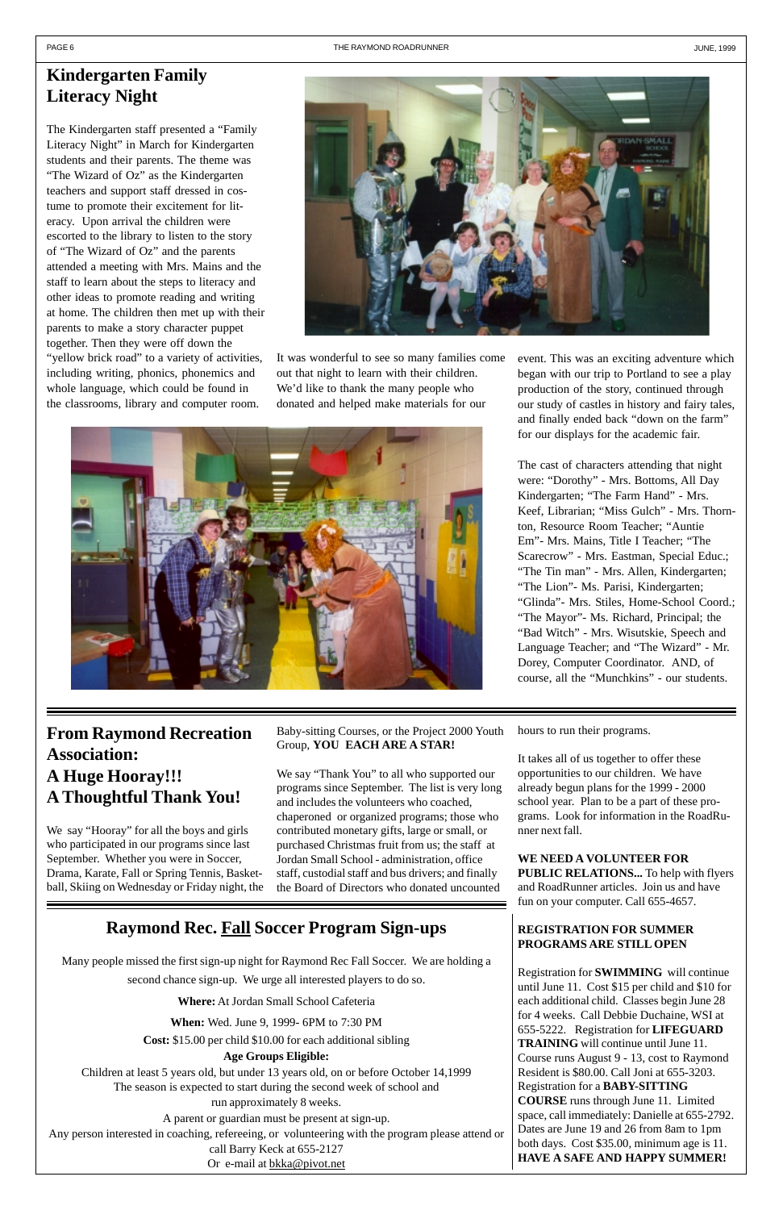## Kindergarten Family Literacy Night

The Kindergarten staff presented a "Family Literacy Night" in March for Kindergarten students and their parents. The theme was "The Wizard of Oz" as the Kindergarten teachers and support staff dressed in costume to promote their excitement for literacy. Upon arrival the children were escorted to the library to listen to the story of "The Wizard of Oz" and the parents attended a meeting with Mrs. Mains and the staff to learn about the steps to literacy and other ideas to promote reading and writing at home. The children then met up with their parents to make a story character puppet together. Then they were off down the "yellow brick road" to a variety of activities, including writing, phonics, phonemics and whole language, which could be found in the classrooms, library and computer room.

It was wonderful to see so many families come out that night to learn with their children. We'd like to thank the many people who donated and helped make materials for our event. This was an exciting adventure which began with our trip to Portland to see a play production of the story, continued through our study of castles in history and fairy tales, and finally ended back "down on the farm" for our displays for the academic fair.

The cast of characters attending that night were: "Dorothy" - Mrs. Bottoms, All Day Kindergarten; "The Farm Hand" - Mrs. Keef, Librarian; "Miss Gulch" - Mrs. Thornton, Resource Room Teacher; "Auntie Em"- Mrs. Mains, Title I Teacher; "The Scarecrow" - Mrs. Eastman, Special Educ.; "The Tin man" - Mrs. Allen, Kindergarten; "The Lion"- Ms. Parisi, Kindergarten; "Glinda"- Mrs. Stiles, Home-School Coord.; "The Mayor"- Ms. Richard, Principal; the "Bad Witch" - Mrs. Wisutskie, Speech and Language Teacher; and "The Wizard" - Mr. Dorey, Computer Coordinator. AND, of course, all the "Munchkins" - our students.

## From Raymond Recreation Association: A Huge Hooray!!! A Thoughtful Thank You!

We say "Hooray" for all the boys and girls who participated in our programs since last September. Whether you were in Soccer, Drama, Karate, Fall or Spring Tennis, Basketball, Skiing on Wednesday or Friday night, the Baby-sitting Courses, or the Project 2000 Youth Group, **YOU EACH ARE A STAR!**

We say "Thank You" to all who supported our programs since September. The list is very long and includes the volunteers who coached, chaperoned or organized programs; those who contributed monetary gifts, large or small, or purchased Christmas fruit from us; the staff at Jordan Small School - administration, office staff, custodial staff and bus drivers; and finally the Board of Directors who donated uncounted hours to run their programs.

It takes all of us together to offer these opportunities to our children. We have already begun plans for the 1999 - 2000 school year. Plan to be a part of these programs. Look for information in the RoadRunner next fall.

**WE NEED A VOLUNTEER FOR PUBLIC RELATIONS...** To help with flyers and RoadRunner articles. Join us and have fun on your computer. Call 655-4657.

## Raymond Rec. Fall Soccer Program Sign-ups

Many people missed the first sign-up night for Raymond Rec Fall Soccer. We are holding a second chance sign-up. We urge all interested players to do so.

**Where:** At Jordan Small School Cafeteria

**When:** Wed. June 9, 1999- 6PM to 7:30 PM

**Cost:** $15.00 per child $10.00 for each additional sibling

**Age Groups Eligible:**

Children at least 5 years old, but under 13 years old, on or before October 14,1999

The season is expected to start during the second week of school and run approximately 8 weeks.

A parent or guardian must be present at sign-up.

Any person interested in coaching, refereeing, or volunteering with the program please attend or call Barry Keck at 655-2127

Or e-mail at bkka@pivot.net

**REGISTRATION FOR SUMMER PROGRAMS ARE STILL OPEN**

Registration for **SWIMMING** will continue until June 11. Cost $15 per child and $10 for each additional child. Classes begin June 28 for 4 weeks. Call Debbie Duchaine, WSI at 655-5222. Registration for **LIFEGUARD TRAINING** will continue until June 11. Course runs August 9 - 13, cost to Raymond Resident is $80.00. Call Joni at 655-3203. Registration for a **BABY-SITTING COURSE** runs through June 11. Limited space, call immediately: Danielle at 655-2792. Dates are June 19 and 26 from 8am to 1pm both days. Cost $35.00, minimum age is 11. **HAVE A SAFE AND HAPPY SUMMER!**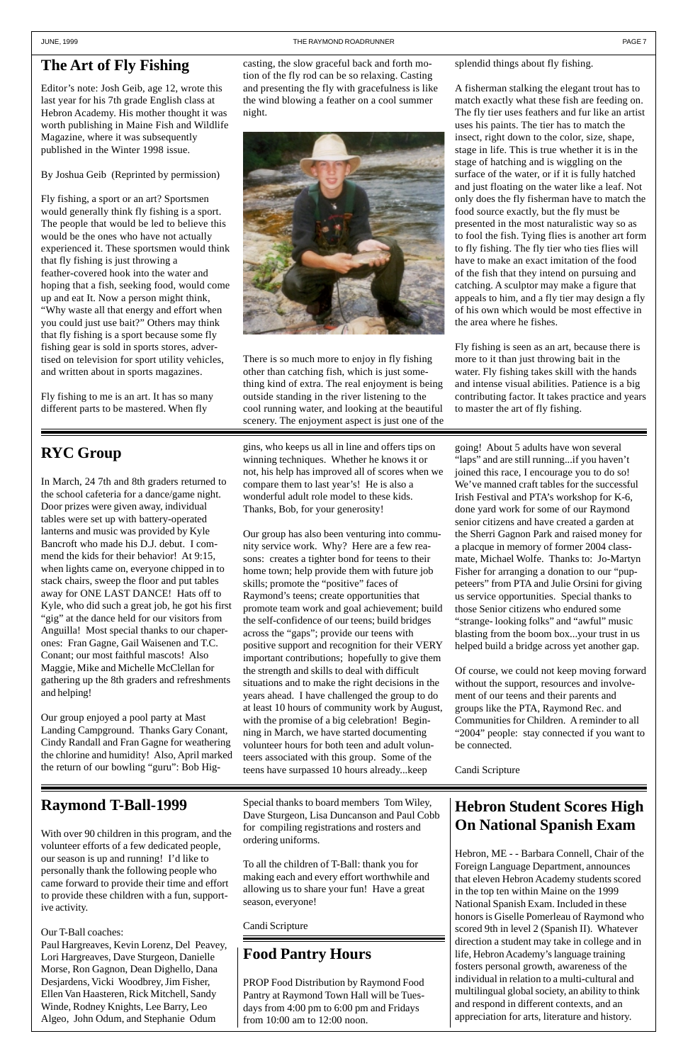## The Art of Fly Fishing

Editor's note: Josh Geib, age 12, wrote this last year for his 7th grade English class at Hebron Academy. His mother thought it was worth publishing in Maine Fish and Wildlife Magazine, where it was subsequently published in the Winter 1998 issue.

By Joshua Geib (Reprinted by permission)

Fly fishing, a sport or an art? Sportsmen would generally think fly fishing is a sport. The people that would be led to believe this would be the ones who have not actually experienced it. These sportsmen would think that fly fishing is just throwing a feather-covered hook into the water and hoping that a fish, seeking food, would come up and eat It. Now a person might think, "Why waste all that energy and effort when you could just use bait?" Others may think that fly fishing is a sport because some fly fishing gear is sold in sports stores, advertised on television for sport utility vehicles, and written about in sports magazines.

Fly fishing to me is an art. It has so many different parts to be mastered. When fly casting, the slow graceful back and forth motion of the fly rod can be so relaxing. Casting and presenting the fly with gracefulness is like the wind blowing a feather on a cool summer night.

There is so much more to enjoy in fly fishing other than catching fish, which is just something kind of extra. The real enjoyment is being outside standing in the river listening to the cool running water, and looking at the beautiful scenery. The enjoyment aspect is just one of the splendid things about fly fishing.

A fisherman stalking the elegant trout has to match exactly what these fish are feeding on. The fly tier uses feathers and fur like an artist uses his paints. The tier has to match the insect, right down to the color, size, shape, stage in life. This is true whether it is in the stage of hatching and is wiggling on the surface of the water, or if it is fully hatched and just floating on the water like a leaf. Not only does the fly fisherman have to match the food source exactly, but the fly must be presented in the most naturalistic way so as to fool the fish. Tying flies is another art form to fly fishing. The fly tier who ties flies will have to make an exact imitation of the food of the fish that they intend on pursuing and catching. A sculptor may make a figure that appeals to him, and a fly tier may design a fly of his own which would be most effective in the area where he fishes.

Fly fishing is seen as an art, because there is more to it than just throwing bait in the water. Fly fishing takes skill with the hands and intense visual abilities. Patience is a big contributing factor. It takes practice and years to master the art of fly fishing.

## RYC Group

In March, 24 7th and 8th graders returned to the school cafeteria for a dance/game night. Door prizes were given away, individual tables were set up with battery-operated lanterns and music was provided by Kyle Bancroft who made his D.J. debut. I commend the kids for their behavior! At 9:15, when lights came on, everyone chipped in to stack chairs, sweep the floor and put tables away for ONE LAST DANCE! Hats off to Kyle, who did such a great job, he got his first "gig" at the dance held for our visitors from Anguilla! Most special thanks to our chaperones: Fran Gagne, Gail Waisenen and T.C. Conant; our most faithful mascots! Also Maggie, Mike and Michelle McClellan for gathering up the 8th graders and refreshments and helping!

Our group enjoyed a pool party at Mast Landing Campground. Thanks Gary Conant, Cindy Randall and Fran Gagne for weathering the chlorine and humidity! Also, April marked the return of our bowling "guru": Bob Higgins, who keeps us all in line and offers tips on winning techniques. Whether he knows it or not, his help has improved all of scores when we compare them to last year's! He is also a wonderful adult role model to these kids. Thanks, Bob, for your generosity!

Our group has also been venturing into community service work. Why? Here are a few reasons: creates a tighter bond for teens to their home town; help provide them with future job skills; promote the "positive" faces of Raymond's teens; create opportunities that promote team work and goal achievement; build the self-confidence of our teens; build bridges across the "gaps"; provide our teens with positive support and recognition for their VERY important contributions; hopefully to give them the strength and skills to deal with difficult situations and to make the right decisions in the years ahead. I have challenged the group to do at least 10 hours of community work by August, with the promise of a big celebration! Beginning in March, we have started documenting volunteer hours for both teen and adult volunteers associated with this group. Some of the teens have surpassed 10 hours already...keep going! About 5 adults have won several "laps" and are still running...if you haven't joined this race, I encourage you to do so! We've manned craft tables for the successful Irish Festival and PTA's workshop for K-6, done yard work for some of our Raymond senior citizens and have created a garden at the Sherri Gagnon Park and raised money for a placque in memory of former 2004 classmate, Michael Wolfe. Thanks to: Jo-Martyn Fisher for arranging a donation to our "puppeteers" from PTA and Julie Orsini for giving us service opportunities. Special thanks to those Senior citizens who endured some "strange- looking folks" and "awful" music blasting from the boom box...your trust in us helped build a bridge across yet another gap.

Of course, we could not keep moving forward without the support, resources and involvement of our teens and their parents and groups like the PTA, Raymond Rec. and Communities for Children. A reminder to all "2004" people: stay connected if you want to be connected.

Candi Scripture

## Raymond T-Ball-1999

With over 90 children in this program, and the volunteer efforts of a few dedicated people, our season is up and running! I'd like to personally thank the following people who came forward to provide their time and effort to provide these children with a fun, supportive activity.

Our T-Ball coaches:
Paul Hargreaves, Kevin Lorenz, Del Peavey, Lori Hargreaves, Dave Sturgeon, Danielle Morse, Ron Gagnon, Dean Dighello, Dana Desjardens, Vicki Woodbrey, Jim Fisher, Ellen Van Haasteren, Rick Mitchell, Sandy Winde, Rodney Knights, Lee Barry, Leo Algeo, John Odum, and Stephanie Odum

Special thanks to board members Tom Wiley, Dave Sturgeon, Lisa Duncanson and Paul Cobb for compiling registrations and rosters and ordering uniforms.

To all the children of T-Ball: thank you for making each and every effort worthwhile and allowing us to share your fun! Have a great season, everyone!

Candi Scripture

## Food Pantry Hours

PROP Food Distribution by Raymond Food Pantry at Raymond Town Hall will be Tuesdays from 4:00 pm to 6:00 pm and Fridays from 10:00 am to 12:00 noon.

## Hebron Student Scores High On National Spanish Exam

Hebron, ME - - Barbara Connell, Chair of the Foreign Language Department, announces that eleven Hebron Academy students scored in the top ten within Maine on the 1999 National Spanish Exam. Included in these honors is Giselle Pomerleau of Raymond who scored 9th in level 2 (Spanish II). Whatever direction a student may take in college and in life, Hebron Academy's language training fosters personal growth, awareness of the individual in relation to a multi-cultural and multilingual global society, an ability to think and respond in different contexts, and an appreciation for arts, literature and history.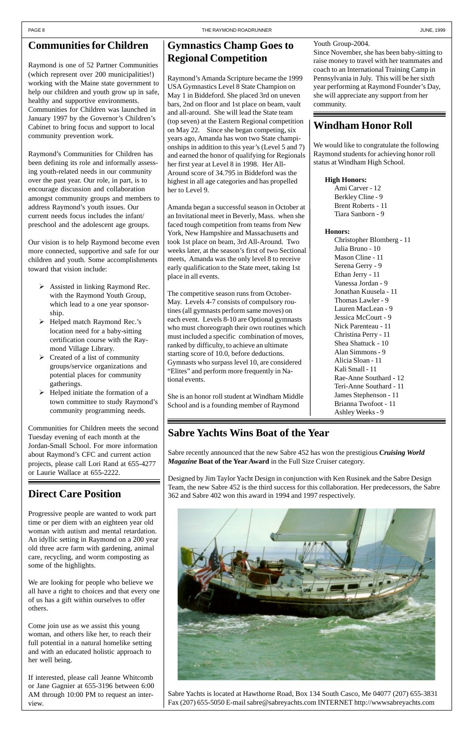## Communities for Children

Raymond is one of 52 Partner Communities (which represent over 200 municipalities!) working with the Maine state government to help our children and youth grow up in safe, healthy and supportive environments. Communities for Children was launched in January 1997 by the Governor's Children's Cabinet to bring focus and support to local community prevention work.

Raymond's Communities for Children has been defining its role and informally assessing youth-related needs in our community over the past year. Our role, in part, is to encourage discussion and collaboration amongst community groups and members to address Raymond's youth issues. Our current needs focus includes the infant/ preschool and the adolescent age groups.

Our vision is to help Raymond become even more connected, supportive and safe for our children and youth. Some accomplishments toward that vision include:

- Assisted in linking Raymond Rec. with the Raymond Youth Group, which lead to a one year sponsorship.
- Helped match Raymond Rec.'s location need for a baby-sitting certification course with the Raymond Village Library.
- Created of a list of community groups/service organizations and potential places for community gatherings.
- Helped initiate the formation of a town committee to study Raymond's community programming needs.

Communities for Children meets the second Tuesday evening of each month at the Jordan-Small School. For more information about Raymond's CFC and current action projects, please call Lori Rand at 655-4277 or Laurie Wallace at 655-2222.

## Direct Care Position

Progressive people are wanted to work part time or per diem with an eighteen year old woman with autism and mental retardation. An idyllic setting in Raymond on a 200 year old three acre farm with gardening, animal care, recycling, and worm composting as some of the highlights.

We are looking for people who believe we all have a right to choices and that every one of us has a gift within ourselves to offer others.

Come join use as we assist this young woman, and others like her, to reach their full potential in a natural homelike setting and with an educated holistic approach to her well being.

If interested, please call Jeanne Whitcomb or Jane Gagnier at 655-3196 between 6:00 AM through 10:00 PM to request an interview.

## Gymnastics Champ Goes to Regional Competition

Raymond's Amanda Scripture became the 1999 USA Gymnastics Level 8 State Champion on May 1 in Biddeford. She placed 3rd on uneven bars, 2nd on floor and 1st place on beam, vault and all-around. She will lead the State team (top seven) at the Eastern Regional competition on May 22. Since she began competing, six years ago, Amanda has won two State championships in addition to this year's (Level 5 and 7) and earned the honor of qualifying for Regionals her first year at Level 8 in 1998. Her All-Around score of 34.795 in Biddeford was the highest in all age categories and has propelled her to Level 9.

Amanda began a successful season in October at an Invitational meet in Beverly, Mass. when she faced tough competition from teams from New York, New Hampshire and Massachusetts and took 1st place on beam, 3rd All-Around. Two weeks later, at the season's first of two Sectional meets, Amanda was the only level 8 to receive early qualification to the State meet, taking 1st place in all events.

The competitive season runs from October-May. Levels 4-7 consists of compulsory routines (all gymnasts perform same moves) on each event. Levels 8-10 are Optional gymnasts who must choreograph their own routines which must included a specific combination of moves, ranked by difficulty, to achieve an ultimate starting score of 10.0, before deductions. Gymnasts who surpass level 10, are considered "Elites" and perform more frequently in National events.

She is an honor roll student at Windham Middle School and is a founding member of Raymond Youth Group-2004.

Since November, she has been baby-sitting to raise money to travel with her teammates and coach to an International Training Camp in Pennsylvania in July. This will be her sixth year performing at Raymond Founder's Day, she will appreciate any support from her community.

## Windham Honor Roll

We would like to congratulate the following Raymond students for achieving honor roll status at Windham High School.

**High Honors:**

Ami Carver - 12
Berkley Cline - 9
Brent Roberts - 11
Tiara Sanborn - 9

**Honors:**

Christopher Blomberg - 11
Julia Bruno - 10
Mason Cline - 11
Serena Gerry - 9
Ethan Jerry - 11
Vanessa Jordan - 9
Jonathan Kuusela - 11
Thomas Lawler - 9
Lauren MacLean - 9
Jessica McCourt - 9
Nick Parenteau - 11
Christina Perry - 11
Shea Shattuck - 10
Alan Simmons - 9
Alicia Sloan - 11
Kali Small - 11
Rae-Anne Southard - 12
Teri-Anne Southard - 11
James Stephenson - 11
Brianna Twofoot - 11
Ashley Weeks - 9

## Sabre Yachts Wins Boat of the Year

Sabre recently announced that the new Sabre 452 has won the prestigious ***Cruising World Magazine*** **Boat of the Year Award** in the Full Size Cruiser category.

Designed by Jim Taylor Yacht Design in conjunction with Ken Rusinek and the Sabre Design Team, the new Sabre 452 is the third success for this collaboration. Her predecessors, the Sabre 362 and Sabre 402 won this award in 1994 and 1997 respectively.

Sabre Yachts is located at Hawthorne Road, Box 134 South Casco, Me 04077 (207) 655-3831 Fax (207) 655-5050 E-mail sabre@sabreyachts.com INTERNET http://wwwsabreyachts.com